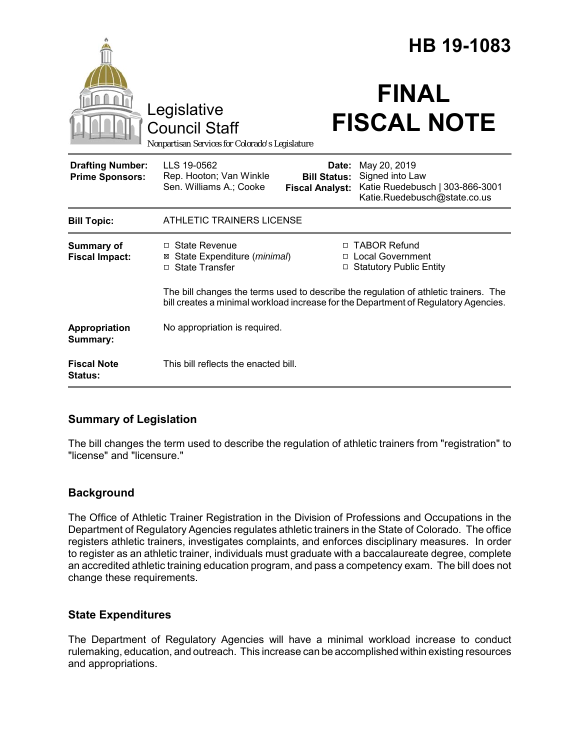# HB 19-1083

Legislative Council Staff

*Nonpartisan Services for Colorado's Legislature*

# FINAL FISCAL NOTE

| | | | |
|---|---|---|---|
| **Drafting Number:** | LLS 19-0562 | **Date:** | May 20, 2019 |
| **Prime Sponsors:** | Rep. Hooton; Van Winkle<br>Sen. Williams A.; Cooke | **Bill Status:** | Signed into Law |
| | | **Fiscal Analyst:** | Katie Ruedebusch \| 303-866-3001<br>Katie.Ruedebusch@state.co.us |

| | |
|---|---|
| **Bill Topic:** | ATHLETIC TRAINERS LICENSE |
| **Summary of Fiscal Impact:** | ☐ State Revenue<br>☒ State Expenditure (*minimal*)<br>☐ State Transfer<br>☐ TABOR Refund<br>☐ Local Government<br>☐ Statutory Public Entity<br><br>The bill changes the terms used to describe the regulation of athletic trainers. The bill creates a minimal workload increase for the Department of Regulatory Agencies. |
| **Appropriation Summary:** | No appropriation is required. |
| **Fiscal Note Status:** | This bill reflects the enacted bill. |

## Summary of Legislation

The bill changes the term used to describe the regulation of athletic trainers from "registration" to "license" and "licensure."

## Background

The Office of Athletic Trainer Registration in the Division of Professions and Occupations in the Department of Regulatory Agencies regulates athletic trainers in the State of Colorado. The office registers athletic trainers, investigates complaints, and enforces disciplinary measures. In order to register as an athletic trainer, individuals must graduate with a baccalaureate degree, complete an accredited athletic training education program, and pass a competency exam. The bill does not change these requirements.

## State Expenditures

The Department of Regulatory Agencies will have a minimal workload increase to conduct rulemaking, education, and outreach. This increase can be accomplished within existing resources and appropriations.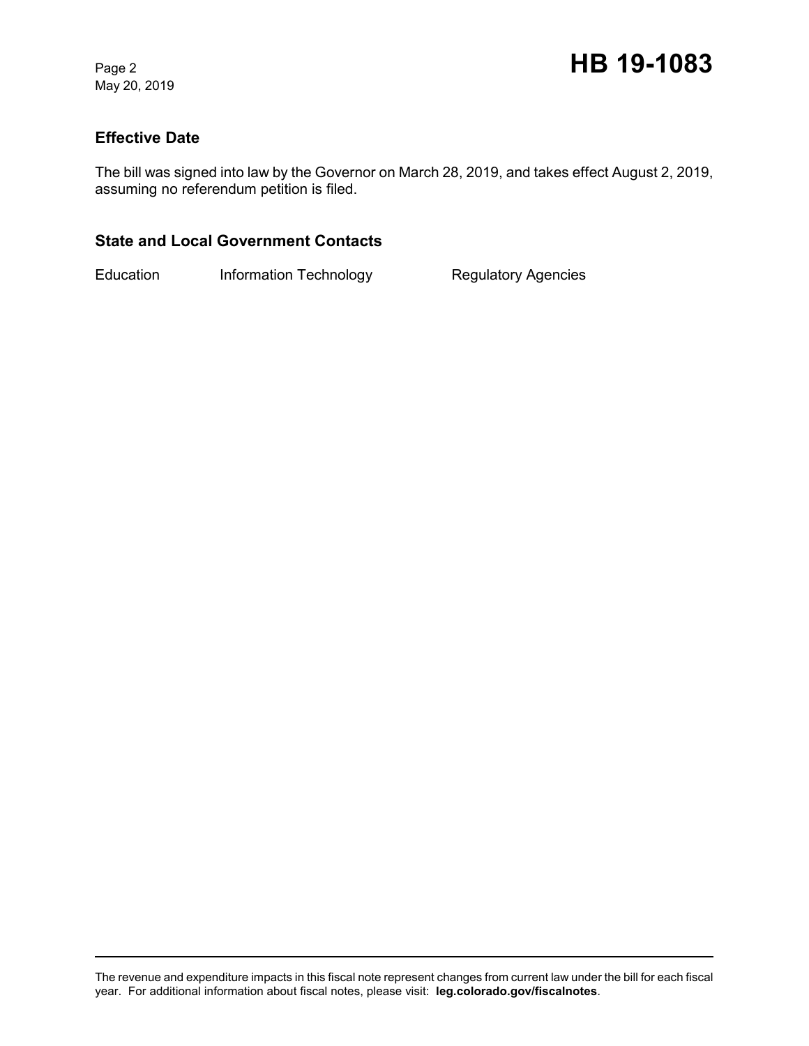## Effective Date

The bill was signed into law by the Governor on March 28, 2019, and takes effect August 2, 2019, assuming no referendum petition is filed.

## State and Local Government Contacts

Education  Information Technology  Regulatory Agencies

The revenue and expenditure impacts in this fiscal note represent changes from current law under the bill for each fiscal year. For additional information about fiscal notes, please visit: **leg.colorado.gov/fiscalnotes**.